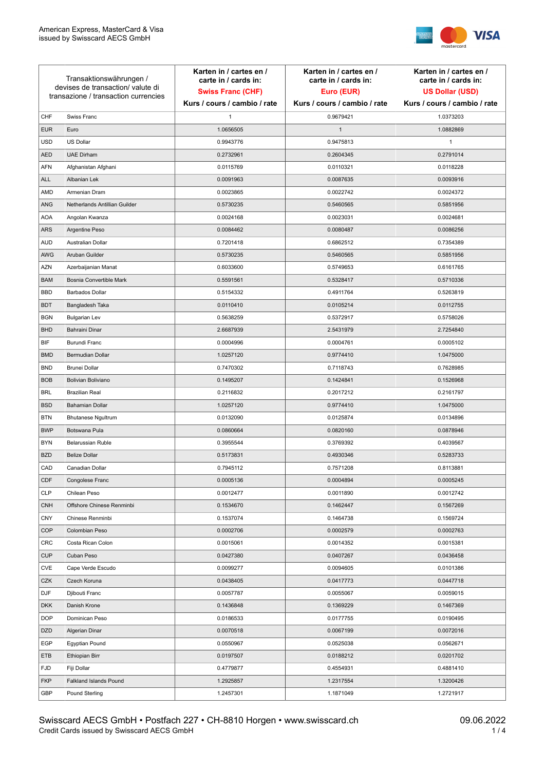American Express, MasterCard & Visa
issued by Swisscard AECS GmbH

| Transaktionswährungen / devises de transaction/ valute di transazione / transaction currencies | | Karten in / cartes en / carte in / cards in: **Swiss Franc (CHF)** Kurs / cours / cambio / rate | Karten in / cartes en / carte in / cards in: **Euro (EUR)** Kurs / cours / cambio / rate | Karten in / cartes en / carte in / cards in: **US Dollar (USD)** Kurs / cours / cambio / rate |
|---|---|---|---|---|
| CHF | Swiss Franc | 1 | 0.9679421 | 1.0373203 |
| EUR | Euro | 1.0656505 | 1 | 1.0882869 |
| USD | US Dollar | 0.9943776 | 0.9475813 | 1 |
| AED | UAE Dirham | 0.2732961 | 0.2604345 | 0.2791014 |
| AFN | Afghanistan Afghani | 0.0115769 | 0.0110321 | 0.0118228 |
| ALL | Albanian Lek | 0.0091963 | 0.0087635 | 0.0093916 |
| AMD | Armenian Dram | 0.0023865 | 0.0022742 | 0.0024372 |
| ANG | Netherlands Antillian Guilder | 0.5730235 | 0.5460565 | 0.5851956 |
| AOA | Angolan Kwanza | 0.0024168 | 0.0023031 | 0.0024681 |
| ARS | Argentine Peso | 0.0084462 | 0.0080487 | 0.0086256 |
| AUD | Australian Dollar | 0.7201418 | 0.6862512 | 0.7354389 |
| AWG | Aruban Guilder | 0.5730235 | 0.5460565 | 0.5851956 |
| AZN | Azerbaijanian Manat | 0.6033600 | 0.5749653 | 0.6161765 |
| BAM | Bosnia Convertible Mark | 0.5591561 | 0.5328417 | 0.5710336 |
| BBD | Barbados Dollar | 0.5154332 | 0.4911764 | 0.5263819 |
| BDT | Bangladesh Taka | 0.0110410 | 0.0105214 | 0.0112755 |
| BGN | Bulgarian Lev | 0.5638259 | 0.5372917 | 0.5758026 |
| BHD | Bahraini Dinar | 2.6687939 | 2.5431979 | 2.7254840 |
| BIF | Burundi Franc | 0.0004996 | 0.0004761 | 0.0005102 |
| BMD | Bermudian Dollar | 1.0257120 | 0.9774410 | 1.0475000 |
| BND | Brunei Dollar | 0.7470302 | 0.7118743 | 0.7628985 |
| BOB | Bolivian Boliviano | 0.1495207 | 0.1424841 | 0.1526968 |
| BRL | Brazilian Real | 0.2116832 | 0.2017212 | 0.2161797 |
| BSD | Bahamian Dollar | 1.0257120 | 0.9774410 | 1.0475000 |
| BTN | Bhutanese Ngultrum | 0.0132090 | 0.0125874 | 0.0134896 |
| BWP | Botswana Pula | 0.0860664 | 0.0820160 | 0.0878946 |
| BYN | Belarussian Ruble | 0.3955544 | 0.3769392 | 0.4039567 |
| BZD | Belize Dollar | 0.5173831 | 0.4930346 | 0.5283733 |
| CAD | Canadian Dollar | 0.7945112 | 0.7571208 | 0.8113881 |
| CDF | Congolese Franc | 0.0005136 | 0.0004894 | 0.0005245 |
| CLP | Chilean Peso | 0.0012477 | 0.0011890 | 0.0012742 |
| CNH | Offshore Chinese Renminbi | 0.1534670 | 0.1462447 | 0.1567269 |
| CNY | Chinese Renminbi | 0.1537074 | 0.1464738 | 0.1569724 |
| COP | Colombian Peso | 0.0002706 | 0.0002579 | 0.0002763 |
| CRC | Costa Rican Colon | 0.0015061 | 0.0014352 | 0.0015381 |
| CUP | Cuban Peso | 0.0427380 | 0.0407267 | 0.0436458 |
| CVE | Cape Verde Escudo | 0.0099277 | 0.0094605 | 0.0101386 |
| CZK | Czech Koruna | 0.0438405 | 0.0417773 | 0.0447718 |
| DJF | Djibouti Franc | 0.0057787 | 0.0055067 | 0.0059015 |
| DKK | Danish Krone | 0.1436848 | 0.1369229 | 0.1467369 |
| DOP | Dominican Peso | 0.0186533 | 0.0177755 | 0.0190495 |
| DZD | Algerian Dinar | 0.0070518 | 0.0067199 | 0.0072016 |
| EGP | Egyptian Pound | 0.0550967 | 0.0525038 | 0.0562671 |
| ETB | Ethiopian Birr | 0.0197507 | 0.0188212 | 0.0201702 |
| FJD | Fiji Dollar | 0.4779877 | 0.4554931 | 0.4881410 |
| FKP | Falkland Islands Pound | 1.2925857 | 1.2317554 | 1.3200426 |
| GBP | Pound Sterling | 1.2457301 | 1.1871049 | 1.2721917 |

Swisscard AECS GmbH • Postfach 227 • CH-8810 Horgen • www.swisscard.ch
Credit Cards issued by Swisscard AECS GmbH

09.06.2022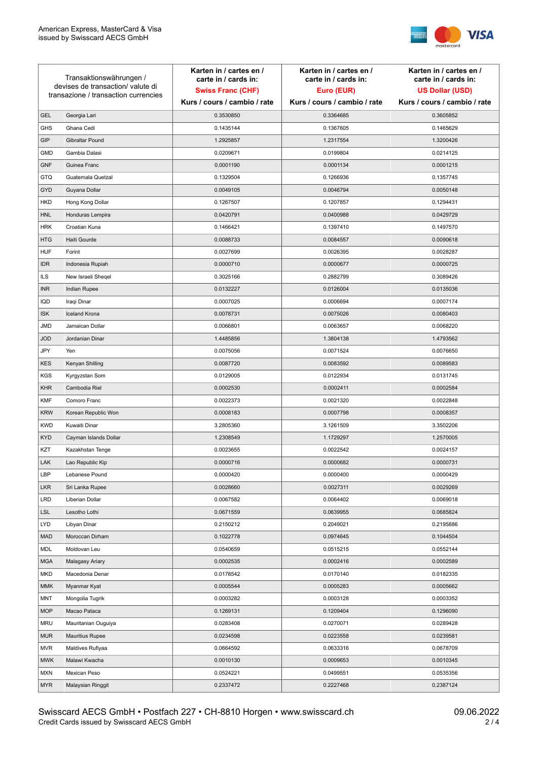| Transaktionswährungen / devises de transaction/ valute di transazione / transaction currencies | | Karten in / cartes en / carte in / cards in: **Swiss Franc (CHF)** Kurs / cours / cambio / rate | Karten in / cartes en / carte in / cards in: **Euro (EUR)** Kurs / cours / cambio / rate | Karten in / cartes en / carte in / cards in: **US Dollar (USD)** Kurs / cours / cambio / rate |
|---|---|---|---|---|
| GEL | Georgia Lari | 0.3530850 | 0.3364685 | 0.3605852 |
| GHS | Ghana Cedi | 0.1435144 | 0.1367605 | 0.1465629 |
| GIP | Gibraltar Pound | 1.2925857 | 1.2317554 | 1.3200426 |
| GMD | Gambia Dalasi | 0.0209671 | 0.0199804 | 0.0214125 |
| GNF | Guinea Franc | 0.0001190 | 0.0001134 | 0.0001215 |
| GTQ | Guatemala Quetzal | 0.1329504 | 0.1266936 | 0.1357745 |
| GYD | Guyana Dollar | 0.0049105 | 0.0046794 | 0.0050148 |
| HKD | Hong Kong Dollar | 0.1267507 | 0.1207857 | 0.1294431 |
| HNL | Honduras Lempira | 0.0420791 | 0.0400988 | 0.0429729 |
| HRK | Croatian Kuna | 0.1466421 | 0.1397410 | 0.1497570 |
| HTG | Haiti Gourde | 0.0088733 | 0.0084557 | 0.0090618 |
| HUF | Forint | 0.0027699 | 0.0026395 | 0.0028287 |
| IDR | Indonesia Rupiah | 0.0000710 | 0.0000677 | 0.0000725 |
| ILS | New Israeli Sheqel | 0.3025166 | 0.2882799 | 0.3089426 |
| INR | Indian Rupee | 0.0132227 | 0.0126004 | 0.0135036 |
| IQD | Iraqi Dinar | 0.0007025 | 0.0006694 | 0.0007174 |
| ISK | Iceland Krona | 0.0078731 | 0.0075026 | 0.0080403 |
| JMD | Jamaican Dollar | 0.0066801 | 0.0063657 | 0.0068220 |
| JOD | Jordanian Dinar | 1.4485856 | 1.3804138 | 1.4793562 |
| JPY | Yen | 0.0075056 | 0.0071524 | 0.0076650 |
| KES | Kenyan Shilling | 0.0087720 | 0.0083592 | 0.0089583 |
| KGS | Kyrgyzstan Som | 0.0129005 | 0.0122934 | 0.0131745 |
| KHR | Cambodia Riel | 0.0002530 | 0.0002411 | 0.0002584 |
| KMF | Comoro Franc | 0.0022373 | 0.0021320 | 0.0022848 |
| KRW | Korean Republic Won | 0.0008183 | 0.0007798 | 0.0008357 |
| KWD | Kuwaiti Dinar | 3.2805360 | 3.1261509 | 3.3502206 |
| KYD | Cayman Islands Dollar | 1.2308549 | 1.1729297 | 1.2570005 |
| KZT | Kazakhstan Tenge | 0.0023655 | 0.0022542 | 0.0024157 |
| LAK | Lao Republic Kip | 0.0000716 | 0.0000682 | 0.0000731 |
| LBP | Lebanese Pound | 0.0000420 | 0.0000400 | 0.0000429 |
| LKR | Sri Lanka Rupee | 0.0028660 | 0.0027311 | 0.0029269 |
| LRD | Liberian Dollar | 0.0067582 | 0.0064402 | 0.0069018 |
| LSL | Lesotho Lothi | 0.0671559 | 0.0639955 | 0.0685824 |
| LYD | Libyan Dinar | 0.2150212 | 0.2049021 | 0.2195886 |
| MAD | Moroccan Dirham | 0.1022778 | 0.0974645 | 0.1044504 |
| MDL | Moldovan Leu | 0.0540659 | 0.0515215 | 0.0552144 |
| MGA | Malagasy Ariary | 0.0002535 | 0.0002416 | 0.0002589 |
| MKD | Macedonia Denar | 0.0178542 | 0.0170140 | 0.0182335 |
| MMK | Myanmar Kyat | 0.0005544 | 0.0005283 | 0.0005662 |
| MNT | Mongolia Tugrik | 0.0003282 | 0.0003128 | 0.0003352 |
| MOP | Macao Pataca | 0.1269131 | 0.1209404 | 0.1296090 |
| MRU | Mauritanian Ouguiya | 0.0283408 | 0.0270071 | 0.0289428 |
| MUR | Mauritius Rupee | 0.0234598 | 0.0223558 | 0.0239581 |
| MVR | Maldives Rufiyaa | 0.0664592 | 0.0633316 | 0.0678709 |
| MWK | Malawi Kwacha | 0.0010130 | 0.0009653 | 0.0010345 |
| MXN | Mexican Peso | 0.0524221 | 0.0499551 | 0.0535356 |
| MYR | Malaysian Ringgit | 0.2337472 | 0.2227468 | 0.2387124 |

Swisscard AECS GmbH • Postfach 227 • CH-8810 Horgen • www.swisscard.ch
Credit Cards issued by Swisscard AECS GmbH

09.06.2022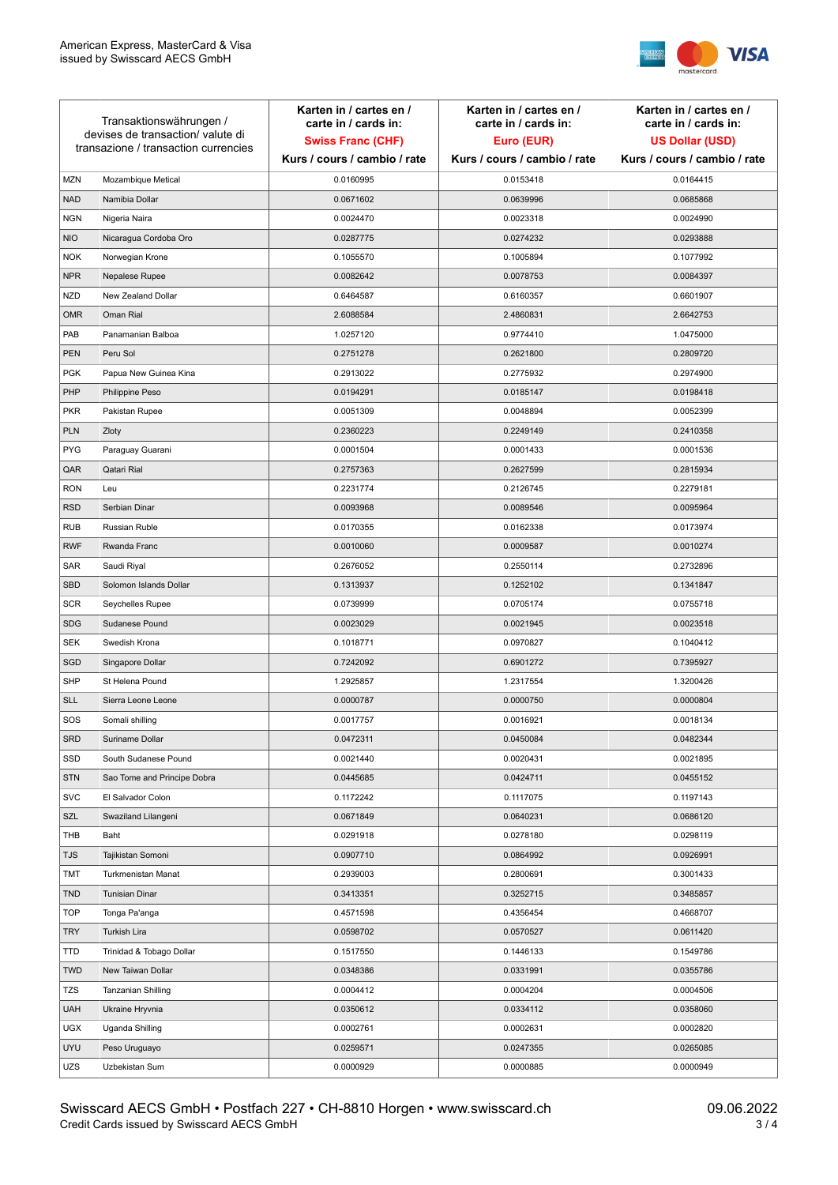| Transaktionswährungen / devises de transaction/ valute di transazione / transaction currencies | | Karten in / cartes en / carte in / cards in: **Swiss Franc (CHF)** Kurs / cours / cambio / rate | Karten in / cartes en / carte in / cards in: **Euro (EUR)** Kurs / cours / cambio / rate | Karten in / cartes en / carte in / cards in: **US Dollar (USD)** Kurs / cours / cambio / rate |
|---|---|---|---|---|
| MZN | Mozambique Metical | 0.0160995 | 0.0153418 | 0.0164415 |
| NAD | Namibia Dollar | 0.0671602 | 0.0639996 | 0.0685868 |
| NGN | Nigeria Naira | 0.0024470 | 0.0023318 | 0.0024990 |
| NIO | Nicaragua Cordoba Oro | 0.0287775 | 0.0274232 | 0.0293888 |
| NOK | Norwegian Krone | 0.1055570 | 0.1005894 | 0.1077992 |
| NPR | Nepalese Rupee | 0.0082642 | 0.0078753 | 0.0084397 |
| NZD | New Zealand Dollar | 0.6464587 | 0.6160357 | 0.6601907 |
| OMR | Oman Rial | 2.6088584 | 2.4860831 | 2.6642753 |
| PAB | Panamanian Balboa | 1.0257120 | 0.9774410 | 1.0475000 |
| PEN | Peru Sol | 0.2751278 | 0.2621800 | 0.2809720 |
| PGK | Papua New Guinea Kina | 0.2913022 | 0.2775932 | 0.2974900 |
| PHP | Philippine Peso | 0.0194291 | 0.0185147 | 0.0198418 |
| PKR | Pakistan Rupee | 0.0051309 | 0.0048894 | 0.0052399 |
| PLN | Zloty | 0.2360223 | 0.2249149 | 0.2410358 |
| PYG | Paraguay Guarani | 0.0001504 | 0.0001433 | 0.0001536 |
| QAR | Qatari Rial | 0.2757363 | 0.2627599 | 0.2815934 |
| RON | Leu | 0.2231774 | 0.2126745 | 0.2279181 |
| RSD | Serbian Dinar | 0.0093968 | 0.0089546 | 0.0095964 |
| RUB | Russian Ruble | 0.0170355 | 0.0162338 | 0.0173974 |
| RWF | Rwanda Franc | 0.0010060 | 0.0009587 | 0.0010274 |
| SAR | Saudi Riyal | 0.2676052 | 0.2550114 | 0.2732896 |
| SBD | Solomon Islands Dollar | 0.1313937 | 0.1252102 | 0.1341847 |
| SCR | Seychelles Rupee | 0.0739999 | 0.0705174 | 0.0755718 |
| SDG | Sudanese Pound | 0.0023029 | 0.0021945 | 0.0023518 |
| SEK | Swedish Krona | 0.1018771 | 0.0970827 | 0.1040412 |
| SGD | Singapore Dollar | 0.7242092 | 0.6901272 | 0.7395927 |
| SHP | St Helena Pound | 1.2925857 | 1.2317554 | 1.3200426 |
| SLL | Sierra Leone Leone | 0.0000787 | 0.0000750 | 0.0000804 |
| SOS | Somali shilling | 0.0017757 | 0.0016921 | 0.0018134 |
| SRD | Suriname Dollar | 0.0472311 | 0.0450084 | 0.0482344 |
| SSD | South Sudanese Pound | 0.0021440 | 0.0020431 | 0.0021895 |
| STN | Sao Tome and Principe Dobra | 0.0445685 | 0.0424711 | 0.0455152 |
| SVC | El Salvador Colon | 0.1172242 | 0.1117075 | 0.1197143 |
| SZL | Swaziland Lilangeni | 0.0671849 | 0.0640231 | 0.0686120 |
| THB | Baht | 0.0291918 | 0.0278180 | 0.0298119 |
| TJS | Tajikistan Somoni | 0.0907710 | 0.0864992 | 0.0926991 |
| TMT | Turkmenistan Manat | 0.2939003 | 0.2800691 | 0.3001433 |
| TND | Tunisian Dinar | 0.3413351 | 0.3252715 | 0.3485857 |
| TOP | Tonga Pa'anga | 0.4571598 | 0.4356454 | 0.4668707 |
| TRY | Turkish Lira | 0.0598702 | 0.0570527 | 0.0611420 |
| TTD | Trinidad & Tobago Dollar | 0.1517550 | 0.1446133 | 0.1549786 |
| TWD | New Taiwan Dollar | 0.0348386 | 0.0331991 | 0.0355786 |
| TZS | Tanzanian Shilling | 0.0004412 | 0.0004204 | 0.0004506 |
| UAH | Ukraine Hryvnia | 0.0350612 | 0.0334112 | 0.0358060 |
| UGX | Uganda Shilling | 0.0002761 | 0.0002631 | 0.0002820 |
| UYU | Peso Uruguayo | 0.0259571 | 0.0247355 | 0.0265085 |
| UZS | Uzbekistan Sum | 0.0000929 | 0.0000885 | 0.0000949 |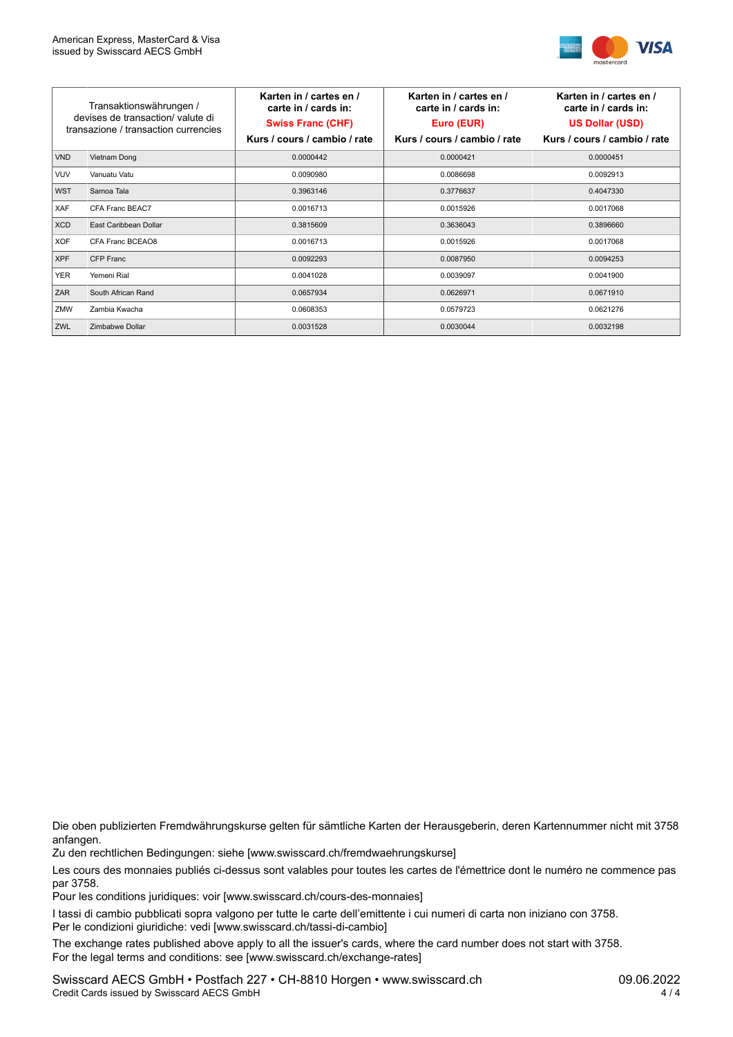| Transaktionswährungen / devises de transaction/ valute di transazione / transaction currencies | | Karten in / cartes en / carte in / cards in: Swiss Franc (CHF) Kurs / cours / cambio / rate | Karten in / cartes en / carte in / cards in: Euro (EUR) Kurs / cours / cambio / rate | Karten in / cartes en / carte in / cards in: US Dollar (USD) Kurs / cours / cambio / rate |
|---|---|---|---|---|
| VND | Vietnam Dong | 0.0000442 | 0.0000421 | 0.0000451 |
| VUV | Vanuatu Vatu | 0.0090980 | 0.0086698 | 0.0092913 |
| WST | Samoa Tala | 0.3963146 | 0.3776637 | 0.4047330 |
| XAF | CFA Franc BEAC7 | 0.0016713 | 0.0015926 | 0.0017068 |
| XCD | East Caribbean Dollar | 0.3815609 | 0.3636043 | 0.3896660 |
| XOF | CFA Franc BCEAO8 | 0.0016713 | 0.0015926 | 0.0017068 |
| XPF | CFP Franc | 0.0092293 | 0.0087950 | 0.0094253 |
| YER | Yemeni Rial | 0.0041028 | 0.0039097 | 0.0041900 |
| ZAR | South African Rand | 0.0657934 | 0.0626971 | 0.0671910 |
| ZMW | Zambia Kwacha | 0.0608353 | 0.0579723 | 0.0621276 |
| ZWL | Zimbabwe Dollar | 0.0031528 | 0.0030044 | 0.0032198 |

Die oben publizierten Fremdwährungskurse gelten für sämtliche Karten der Herausgeberin, deren Kartennummer nicht mit 3758 anfangen.
Zu den rechtlichen Bedingungen: siehe [www.swisscard.ch/fremdwaehrungskurse]

Les cours des monnaies publiés ci-dessus sont valables pour toutes les cartes de l'émettrice dont le numéro ne commence pas par 3758.
Pour les conditions juridiques: voir [www.swisscard.ch/cours-des-monnaies]

I tassi di cambio pubblicati sopra valgono per tutte le carte dell'emittente i cui numeri di carta non iniziano con 3758.
Per le condizioni giuridiche: vedi [www.swisscard.ch/tassi-di-cambio]

The exchange rates published above apply to all the issuer's cards, where the card number does not start with 3758.
For the legal terms and conditions: see [www.swisscard.ch/exchange-rates]

Swisscard AECS GmbH • Postfach 227 • CH-8810 Horgen • www.swisscard.ch
Credit Cards issued by Swisscard AECS GmbH

09.06.2022